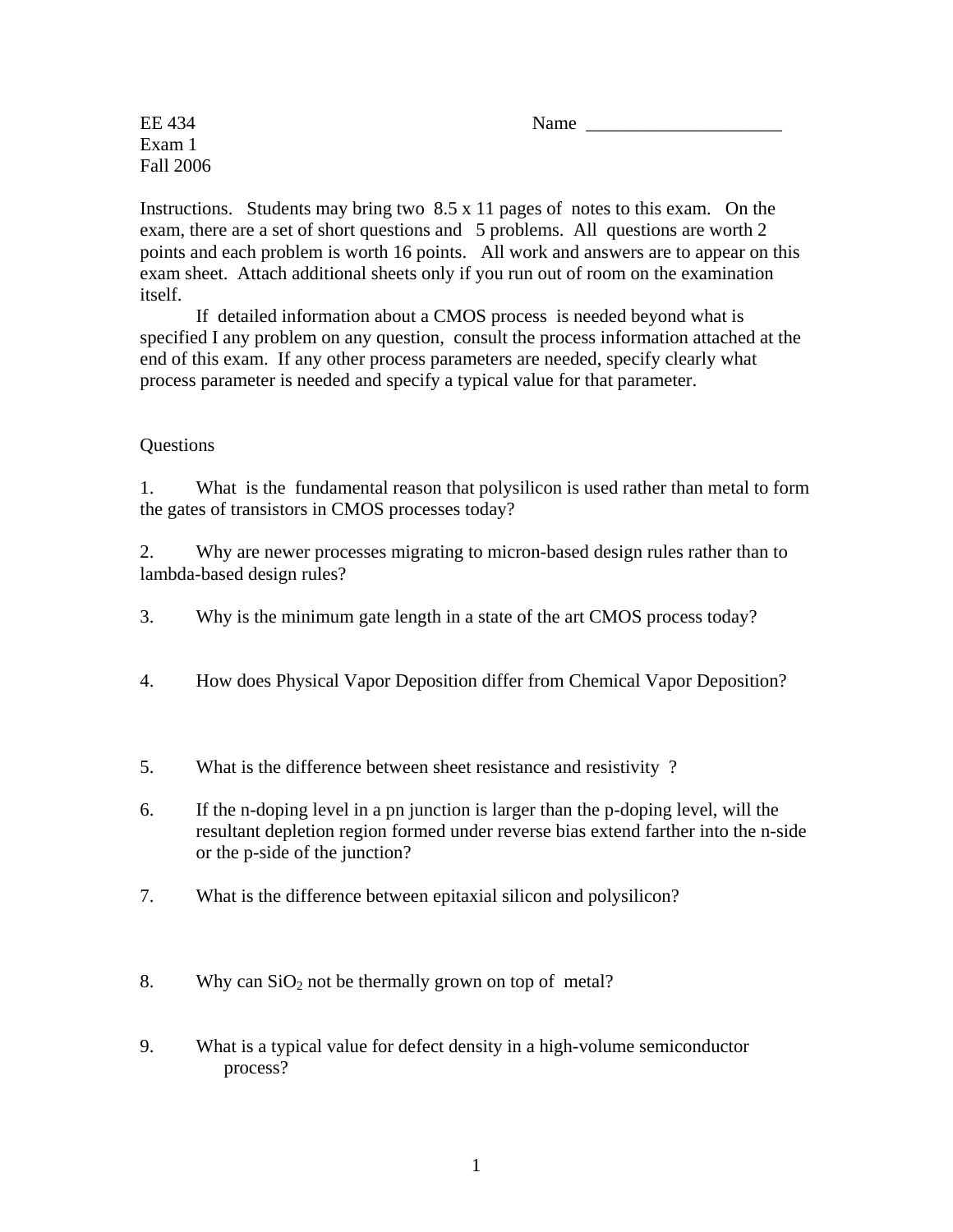EE 434  
Exam 1  
Fall 2006

Name ____________________

Instructions. Students may bring two 8.5 x 11 pages of notes to this exam. On the exam, there are a set of short questions and 5 problems. All questions are worth 2 points and each problem is worth 16 points. All work and answers are to appear on this exam sheet. Attach additional sheets only if you run out of room on the examination itself.

If detailed information about a CMOS process is needed beyond what is specified I any problem on any question, consult the process information attached at the end of this exam. If any other process parameters are needed, specify clearly what process parameter is needed and specify a typical value for that parameter.

Questions

1. What is the fundamental reason that polysilicon is used rather than metal to form the gates of transistors in CMOS processes today?

2. Why are newer processes migrating to micron-based design rules rather than to lambda-based design rules?

3. Why is the minimum gate length in a state of the art CMOS process today?

4. How does Physical Vapor Deposition differ from Chemical Vapor Deposition?

5. What is the difference between sheet resistance and resistivity ?

6. If the n-doping level in a pn junction is larger than the p-doping level, will the resultant depletion region formed under reverse bias extend farther into the n-side or the p-side of the junction?

7. What is the difference between epitaxial silicon and polysilicon?

8. Why can $SiO_2$ not be thermally grown on top of metal?

9. What is a typical value for defect density in a high-volume semiconductor process?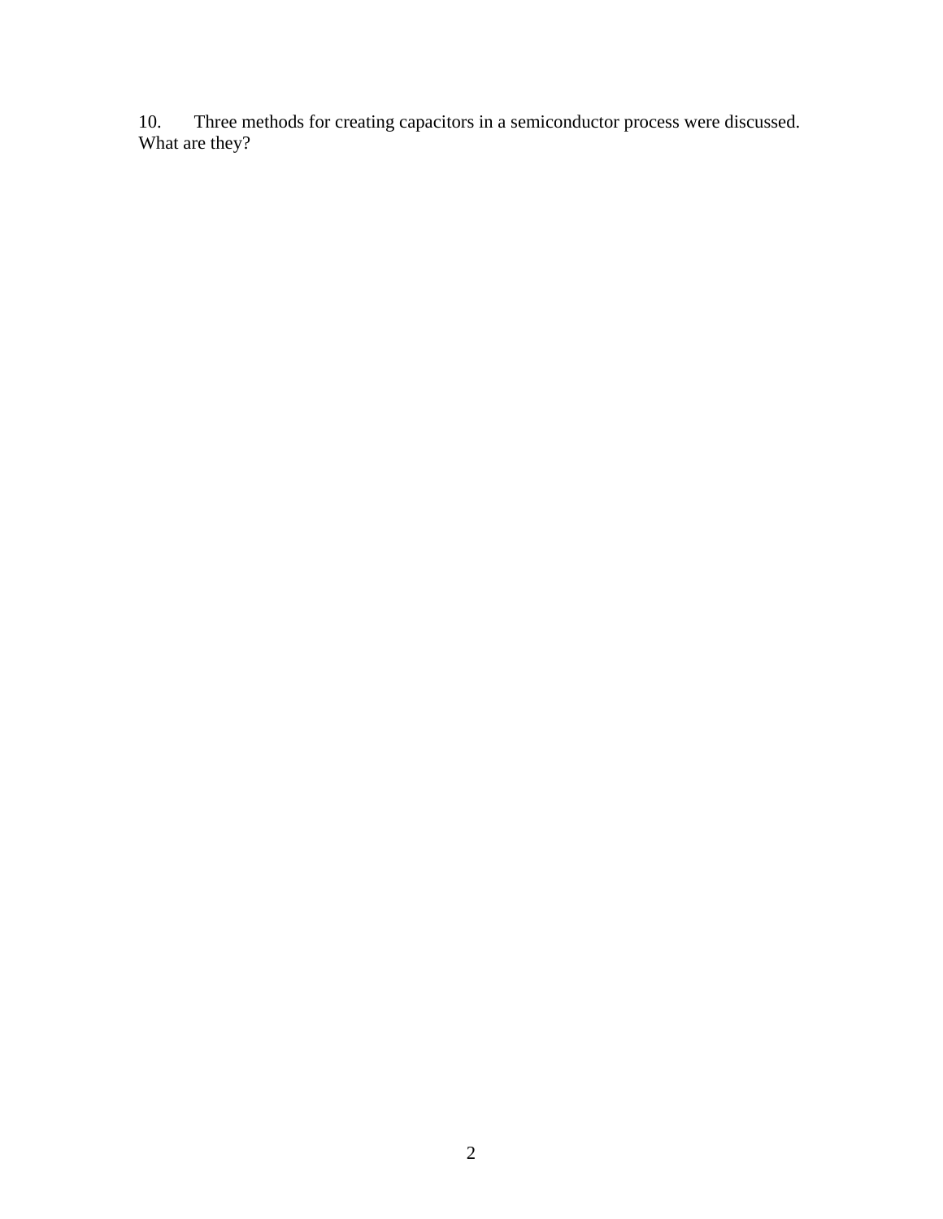10. Three methods for creating capacitors in a semiconductor process were discussed. What are they?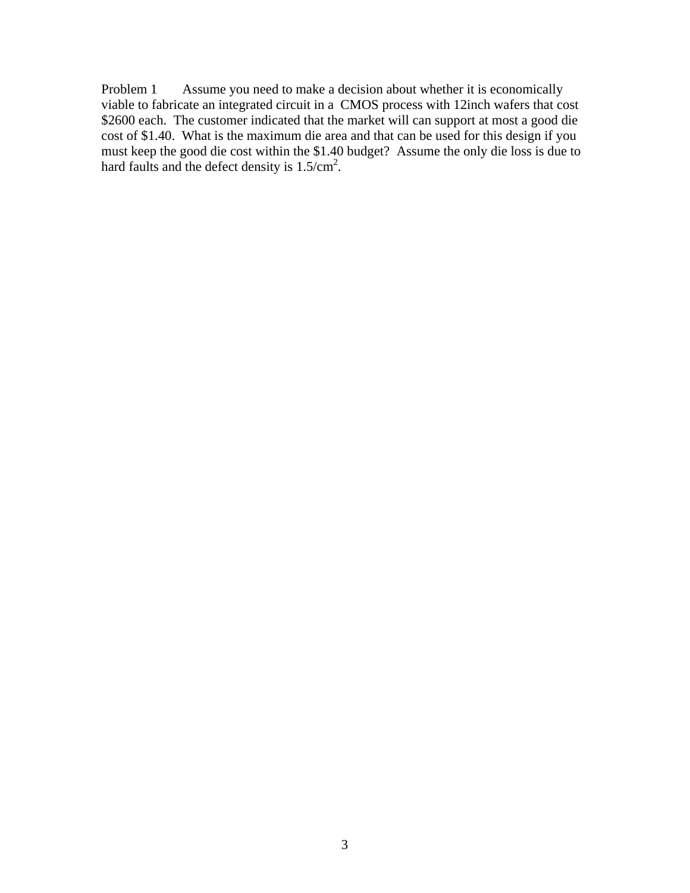Problem 1 Assume you need to make a decision about whether it is economically viable to fabricate an integrated circuit in a CMOS process with 12inch wafers that cost $2600 each. The customer indicated that the market will can support at most a good die cost of $1.40. What is the maximum die area and that can be used for this design if you must keep the good die cost within the $1.40 budget? Assume the only die loss is due to hard faults and the defect density is $1.5/\text{cm}^2$.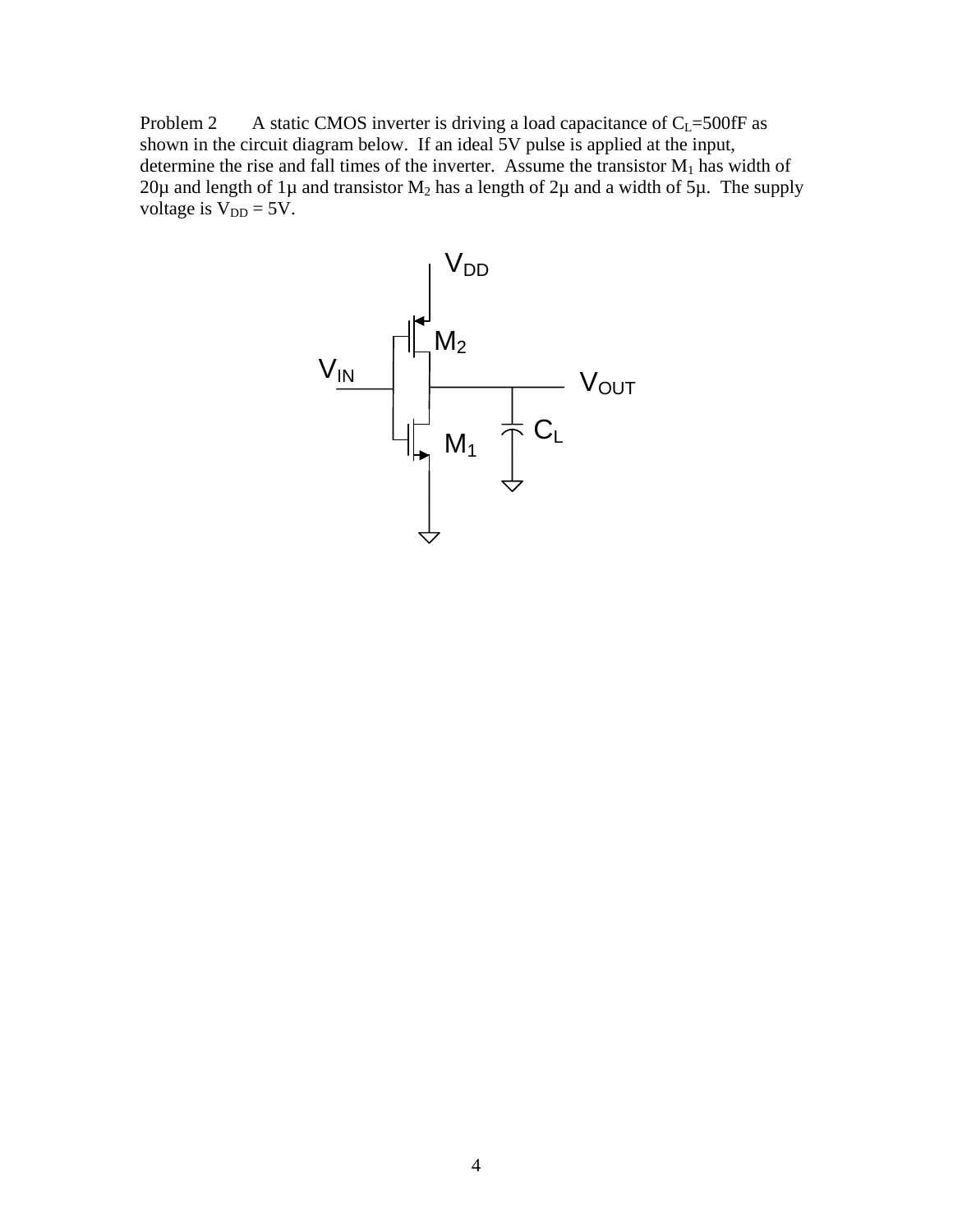Problem 2 A static CMOS inverter is driving a load capacitance of $C_L$=500fF as shown in the circuit diagram below. If an ideal 5V pulse is applied at the input, determine the rise and fall times of the inverter. Assume the transistor $M_1$ has width of 20μ and length of 1μ and transistor $M_2$ has a length of 2μ and a width of 5μ. The supply voltage is $V_{DD}$ = 5V.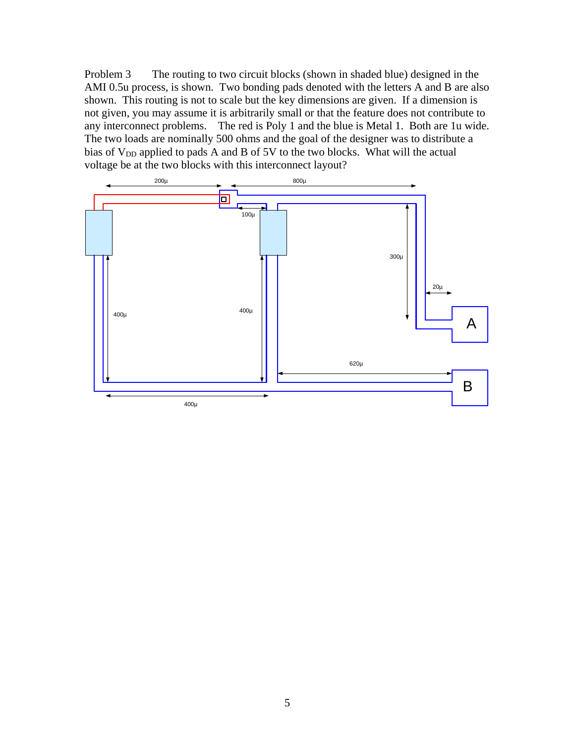Problem 3 The routing to two circuit blocks (shown in shaded blue) designed in the AMI 0.5u process, is shown. Two bonding pads denoted with the letters A and B are also shown. This routing is not to scale but the key dimensions are given. If a dimension is not given, you may assume it is arbitrarily small or that the feature does not contribute to any interconnect problems. The red is Poly 1 and the blue is Metal 1. Both are 1u wide. The two loads are nominally 500 ohms and the goal of the designer was to distribute a bias of $V_{DD}$ applied to pads A and B of 5V to the two blocks. What will the actual voltage be at the two blocks with this interconnect layout?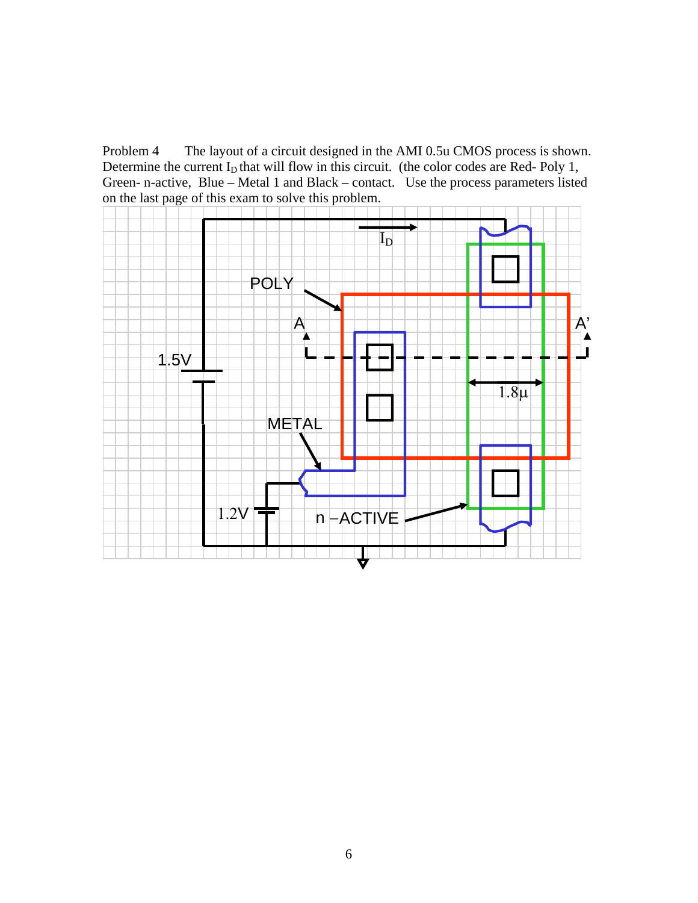Problem 4 The layout of a circuit designed in the AMI 0.5u CMOS process is shown. Determine the current $I_D$ that will flow in this circuit. (the color codes are Red- Poly 1, Green- n-active, Blue – Metal 1 and Black – contact. Use the process parameters listed on the last page of this exam to solve this problem.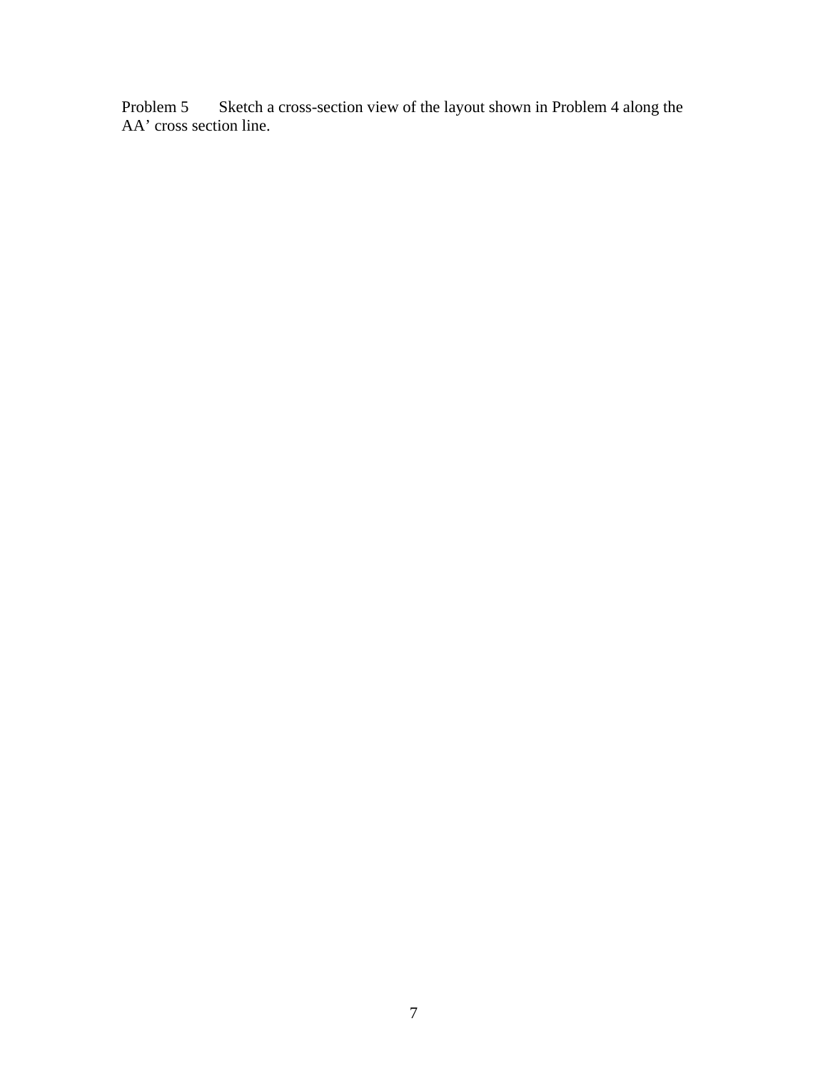Problem 5 Sketch a cross-section view of the layout shown in Problem 4 along the AA' cross section line.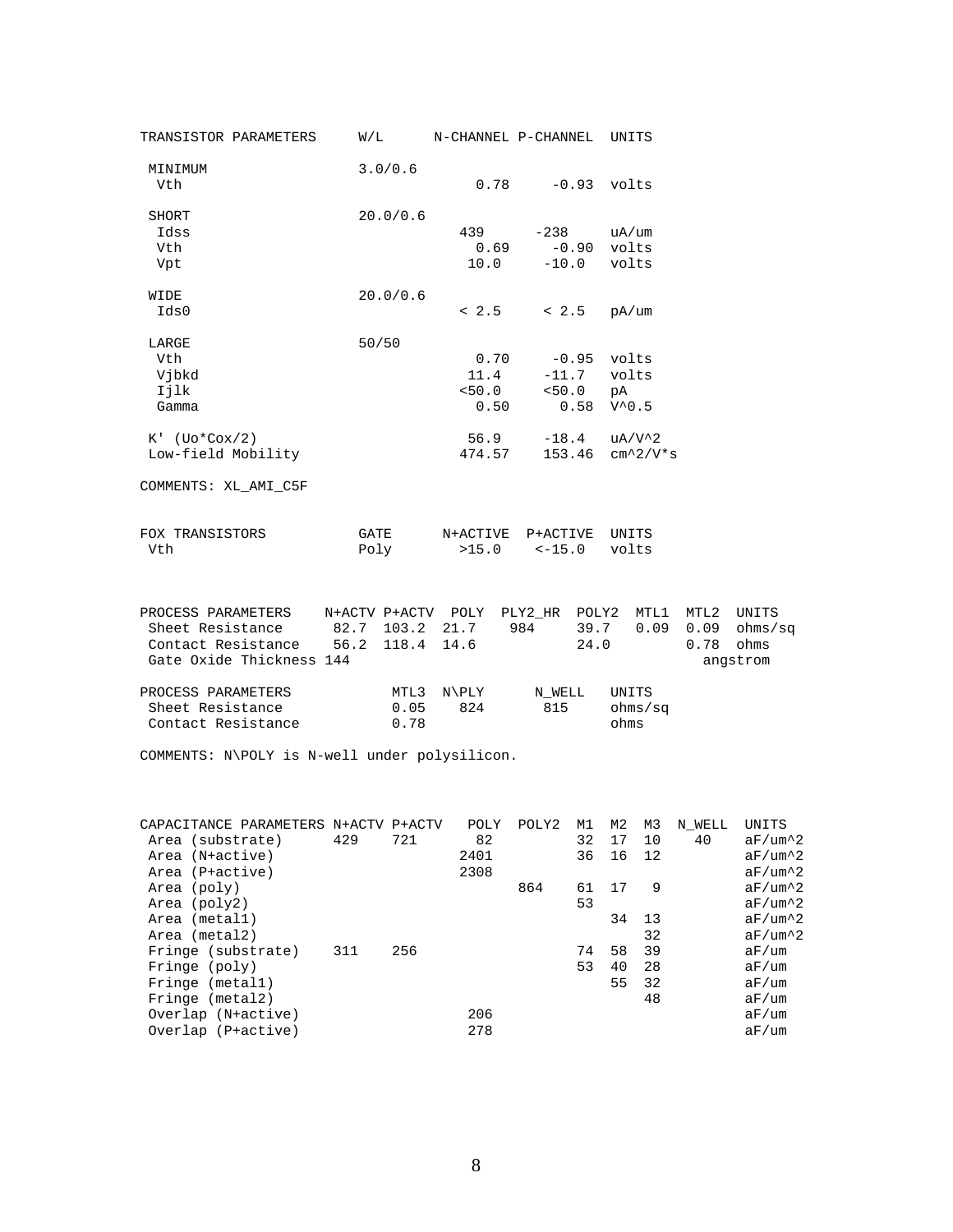| TRANSISTOR PARAMETERS | W/L | N-CHANNEL | P-CHANNEL | UNITS |
|---|---|---|---|---|
| MINIMUM | 3.0/0.6 | | | |
| Vth | | 0.78 | -0.93 | volts |
| SHORT | 20.0/0.6 | | | |
| Idss | | 439 | -238 | uA/um |
| Vth | | 0.69 | -0.90 | volts |
| Vpt | | 10.0 | -10.0 | volts |
| WIDE | 20.0/0.6 | | | |
| Ids0 | | < 2.5 | < 2.5 | pA/um |
| LARGE | 50/50 | | | |
| Vth | | 0.70 | -0.95 | volts |
| Vjbkd | | 11.4 | -11.7 | volts |
| Ijlk | | <50.0 | <50.0 | pA |
| Gamma | | 0.50 | 0.58 | V^0.5 |
| K' (Uo*Cox/2) | | 56.9 | -18.4 | uA/V^2 |
| Low-field Mobility | | 474.57 | 153.46 | cm^2/V*s |

COMMENTS: XL_AMI_C5F

| FOX TRANSISTORS | GATE | N+ACTIVE | P+ACTIVE | UNITS |
|---|---|---|---|---|
| Vth | Poly | >15.0 | <-15.0 | volts |

| PROCESS PARAMETERS | N+ACTV | P+ACTV | POLY | PLY2_HR | POLY2 | MTL1 | MTL2 | UNITS |
|---|---|---|---|---|---|---|---|---|
| Sheet Resistance | 82.7 | 103.2 | 21.7 | 984 | 39.7 | 0.09 | 0.09 | ohms/sq |
| Contact Resistance | 56.2 | 118.4 | 14.6 | | 24.0 | | 0.78 | ohms |
| Gate Oxide Thickness | 144 | | | | | | | angstrom |

| PROCESS PARAMETERS | MTL3 | N\PLY | N_WELL | UNITS |
|---|---|---|---|---|
| Sheet Resistance | 0.05 | 824 | 815 | ohms/sq |
| Contact Resistance | 0.78 | | | ohms |

COMMENTS: N\POLY is N-well under polysilicon.

| CAPACITANCE PARAMETERS | N+ACTV | P+ACTV | POLY | POLY2 | M1 | M2 | M3 | N_WELL | UNITS |
|---|---|---|---|---|---|---|---|---|---|
| Area (substrate) | 429 | 721 | 82 | | 32 | 17 | 10 | 40 | aF/um^2 |
| Area (N+active) | | | 2401 | | 36 | 16 | 12 | | aF/um^2 |
| Area (P+active) | | | 2308 | | | | | | aF/um^2 |
| Area (poly) | | | | 864 | 61 | 17 | 9 | | aF/um^2 |
| Area (poly2) | | | | | 53 | | | | aF/um^2 |
| Area (metal1) | | | | | | 34 | 13 | | aF/um^2 |
| Area (metal2) | | | | | | | 32 | | aF/um^2 |
| Fringe (substrate) | 311 | 256 | | | 74 | 58 | 39 | | aF/um |
| Fringe (poly) | | | | | 53 | 40 | 28 | | aF/um |
| Fringe (metal1) | | | | | | 55 | 32 | | aF/um |
| Fringe (metal2) | | | | | | | 48 | | aF/um |
| Overlap (N+active) | | | 206 | | | | | | aF/um |
| Overlap (P+active) | | | 278 | | | | | | aF/um |